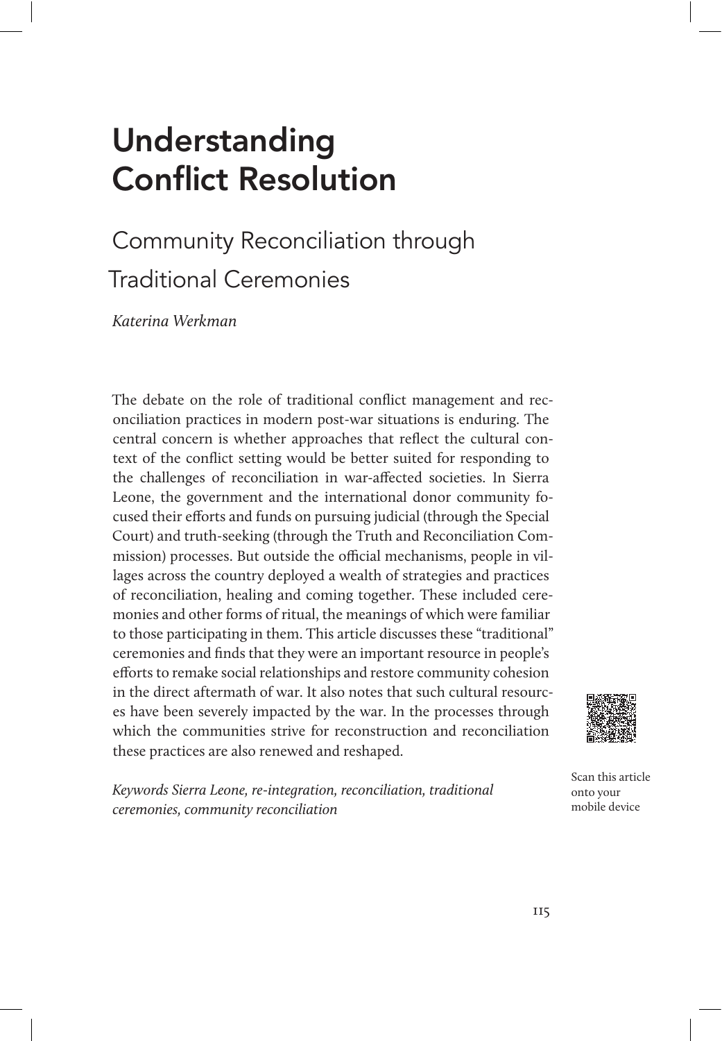# Understanding Conflict Resolution

## Community Reconciliation through Traditional Ceremonies

*Katerina Werkman*

The debate on the role of traditional conflict management and reconciliation practices in modern post-war situations is enduring. The central concern is whether approaches that reflect the cultural context of the conflict setting would be better suited for responding to the challenges of reconciliation in war-affected societies. In Sierra Leone, the government and the international donor community focused their efforts and funds on pursuing judicial (through the Special Court) and truth-seeking (through the Truth and Reconciliation Commission) processes. But outside the official mechanisms, people in villages across the country deployed a wealth of strategies and practices of reconciliation, healing and coming together. These included ceremonies and other forms of ritual, the meanings of which were familiar to those participating in them. This article discusses these "traditional" ceremonies and finds that they were an important resource in people's efforts to remake social relationships and restore community cohesion in the direct aftermath of war. It also notes that such cultural resources have been severely impacted by the war. In the processes through which the communities strive for reconstruction and reconciliation these practices are also renewed and reshaped.

*Keywords Sierra Leone, re-integration, reconciliation, traditional ceremonies, community reconciliation*

Scan this article onto your mobile device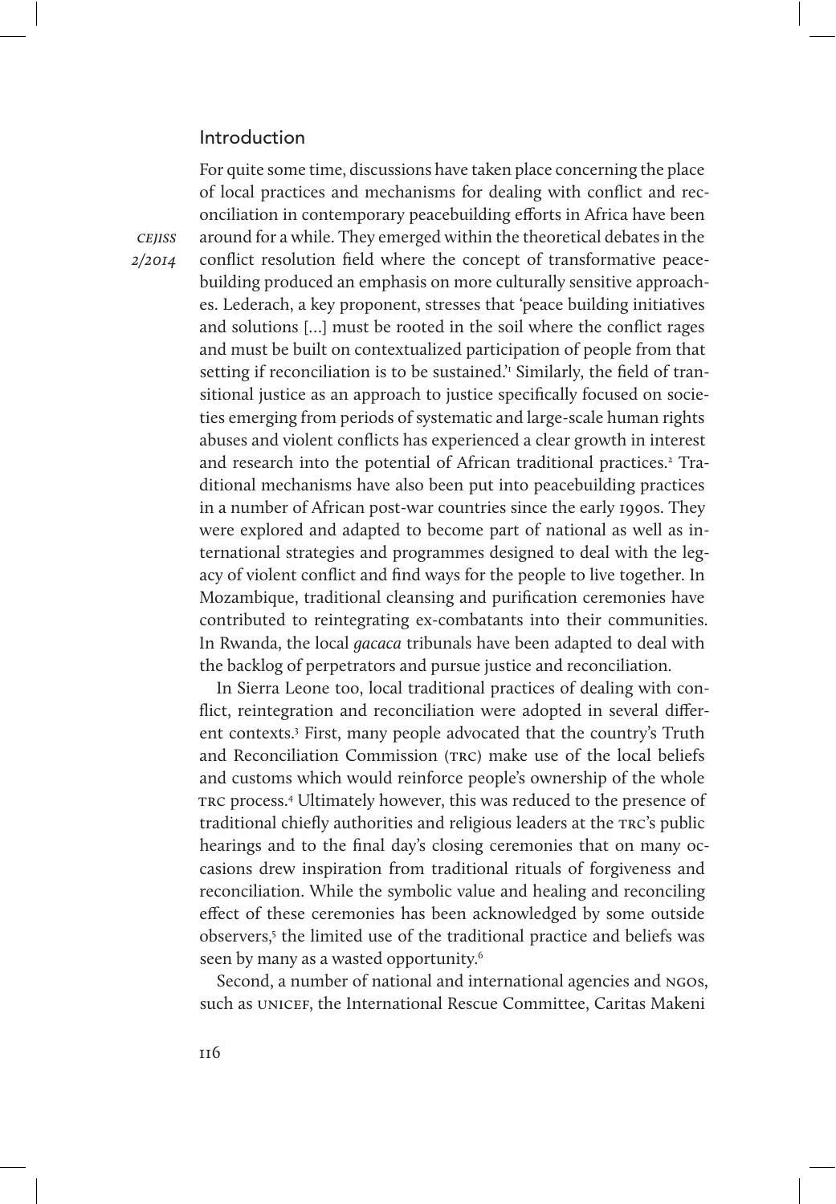## Introduction

For quite some time, discussions have taken place concerning the place of local practices and mechanisms for dealing with conflict and reconciliation in contemporary peacebuilding efforts in Africa have been around for a while. They emerged within the theoretical debates in the conflict resolution field where the concept of transformative peacebuilding produced an emphasis on more culturally sensitive approaches. Lederach, a key proponent, stresses that 'peace building initiatives and solutions [...] must be rooted in the soil where the conflict rages and must be built on contextualized participation of people from that setting if reconciliation is to be sustained.'[1] Similarly, the field of transitional justice as an approach to justice specifically focused on societies emerging from periods of systematic and large-scale human rights abuses and violent conflicts has experienced a clear growth in interest and research into the potential of African traditional practices.[2] Traditional mechanisms have also been put into peacebuilding practices in a number of African post-war countries since the early 1990s. They were explored and adapted to become part of national as well as international strategies and programmes designed to deal with the legacy of violent conflict and find ways for the people to live together. In Mozambique, traditional cleansing and purification ceremonies have contributed to reintegrating ex-combatants into their communities. In Rwanda, the local *gacaca* tribunals have been adapted to deal with the backlog of perpetrators and pursue justice and reconciliation.

In Sierra Leone too, local traditional practices of dealing with conflict, reintegration and reconciliation were adopted in several different contexts.[3] First, many people advocated that the country's Truth and Reconciliation Commission (TRC) make use of the local beliefs and customs which would reinforce people's ownership of the whole TRC process.[4] Ultimately however, this was reduced to the presence of traditional chiefly authorities and religious leaders at the TRC's public hearings and to the final day's closing ceremonies that on many occasions drew inspiration from traditional rituals of forgiveness and reconciliation. While the symbolic value and healing and reconciling effect of these ceremonies has been acknowledged by some outside observers,[5] the limited use of the traditional practice and beliefs was seen by many as a wasted opportunity.[6]

Second, a number of national and international agencies and NGOs, such as UNICEF, the International Rescue Committee, Caritas Makeni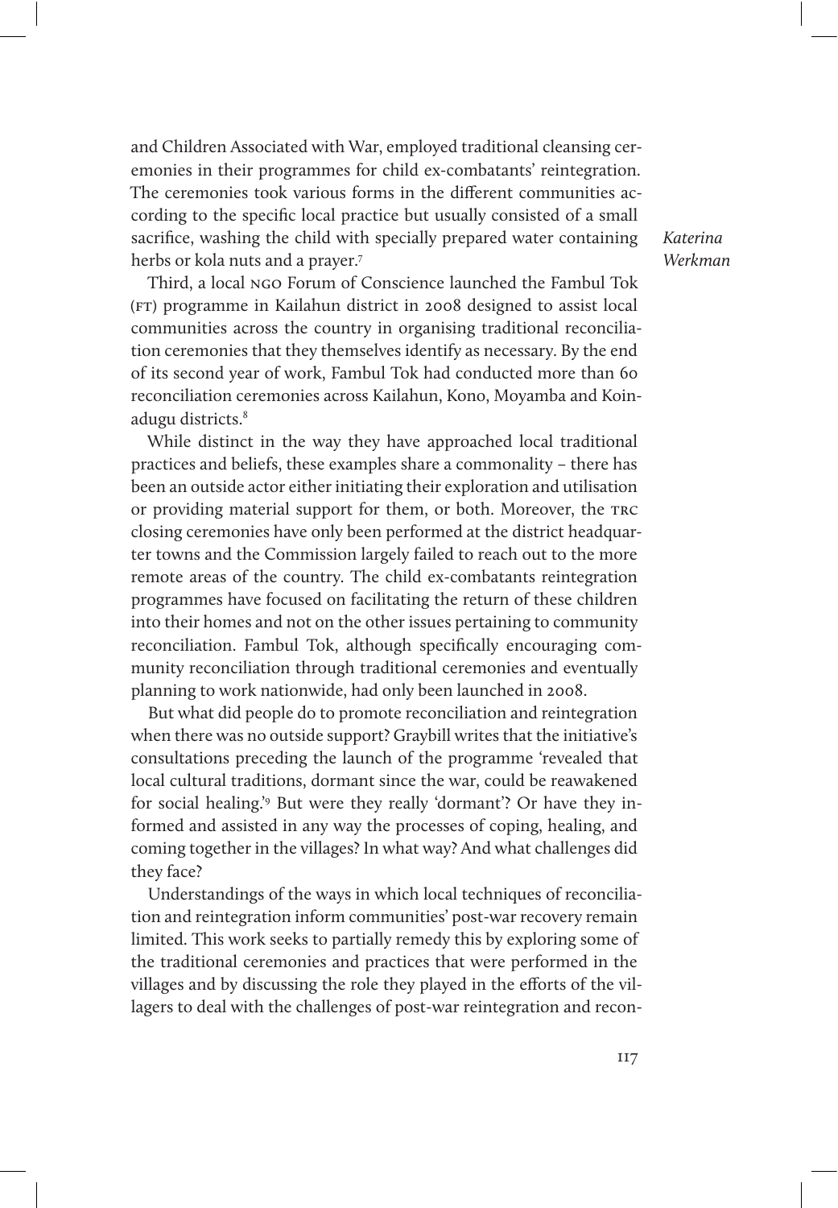and Children Associated with War, employed traditional cleansing ceremonies in their programmes for child ex-combatants' reintegration. The ceremonies took various forms in the different communities according to the specific local practice but usually consisted of a small sacrifice, washing the child with specially prepared water containing herbs or kola nuts and a prayer.[7]

Third, a local NGO Forum of Conscience launched the Fambul Tok (FT) programme in Kailahun district in 2008 designed to assist local communities across the country in organising traditional reconciliation ceremonies that they themselves identify as necessary. By the end of its second year of work, Fambul Tok had conducted more than 60 reconciliation ceremonies across Kailahun, Kono, Moyamba and Koinadugu districts.[8]

While distinct in the way they have approached local traditional practices and beliefs, these examples share a commonality – there has been an outside actor either initiating their exploration and utilisation or providing material support for them, or both. Moreover, the TRC closing ceremonies have only been performed at the district headquarter towns and the Commission largely failed to reach out to the more remote areas of the country. The child ex-combatants reintegration programmes have focused on facilitating the return of these children into their homes and not on the other issues pertaining to community reconciliation. Fambul Tok, although specifically encouraging community reconciliation through traditional ceremonies and eventually planning to work nationwide, had only been launched in 2008.

But what did people do to promote reconciliation and reintegration when there was no outside support? Graybill writes that the initiative's consultations preceding the launch of the programme 'revealed that local cultural traditions, dormant since the war, could be reawakened for social healing.'[9] But were they really 'dormant'? Or have they informed and assisted in any way the processes of coping, healing, and coming together in the villages? In what way? And what challenges did they face?

Understandings of the ways in which local techniques of reconciliation and reintegration inform communities' post-war recovery remain limited. This work seeks to partially remedy this by exploring some of the traditional ceremonies and practices that were performed in the villages and by discussing the role they played in the efforts of the villagers to deal with the challenges of post-war reintegration and recon-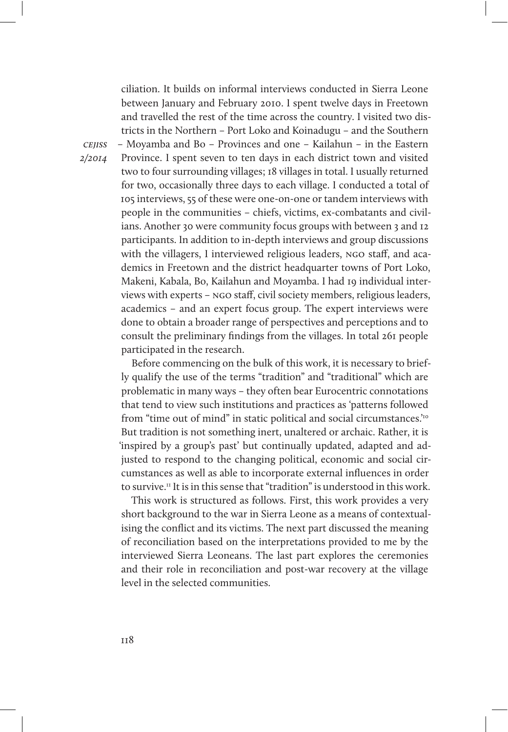ciliation. It builds on informal interviews conducted in Sierra Leone between January and February 2010. I spent twelve days in Freetown and travelled the rest of the time across the country. I visited two districts in the Northern – Port Loko and Koinadugu – and the Southern – Moyamba and Bo – Provinces and one – Kailahun – in the Eastern Province. I spent seven to ten days in each district town and visited two to four surrounding villages; 18 villages in total. I usually returned for two, occasionally three days to each village. I conducted a total of 105 interviews, 55 of these were one-on-one or tandem interviews with people in the communities – chiefs, victims, ex-combatants and civilians. Another 30 were community focus groups with between 3 and 12 participants. In addition to in-depth interviews and group discussions with the villagers, I interviewed religious leaders, NGO staff, and academics in Freetown and the district headquarter towns of Port Loko, Makeni, Kabala, Bo, Kailahun and Moyamba. I had 19 individual interviews with experts – NGO staff, civil society members, religious leaders, academics – and an expert focus group. The expert interviews were done to obtain a broader range of perspectives and perceptions and to consult the preliminary findings from the villages. In total 261 people participated in the research.

Before commencing on the bulk of this work, it is necessary to briefly qualify the use of the terms "tradition" and "traditional" which are problematic in many ways – they often bear Eurocentric connotations that tend to view such institutions and practices as 'patterns followed from "time out of mind" in static political and social circumstances.'[10] But tradition is not something inert, unaltered or archaic. Rather, it is 'inspired by a group's past' but continually updated, adapted and adjusted to respond to the changing political, economic and social circumstances as well as able to incorporate external influences in order to survive.[11] It is in this sense that "tradition" is understood in this work.

This work is structured as follows. First, this work provides a very short background to the war in Sierra Leone as a means of contextualising the conflict and its victims. The next part discussed the meaning of reconciliation based on the interpretations provided to me by the interviewed Sierra Leoneans. The last part explores the ceremonies and their role in reconciliation and post-war recovery at the village level in the selected communities.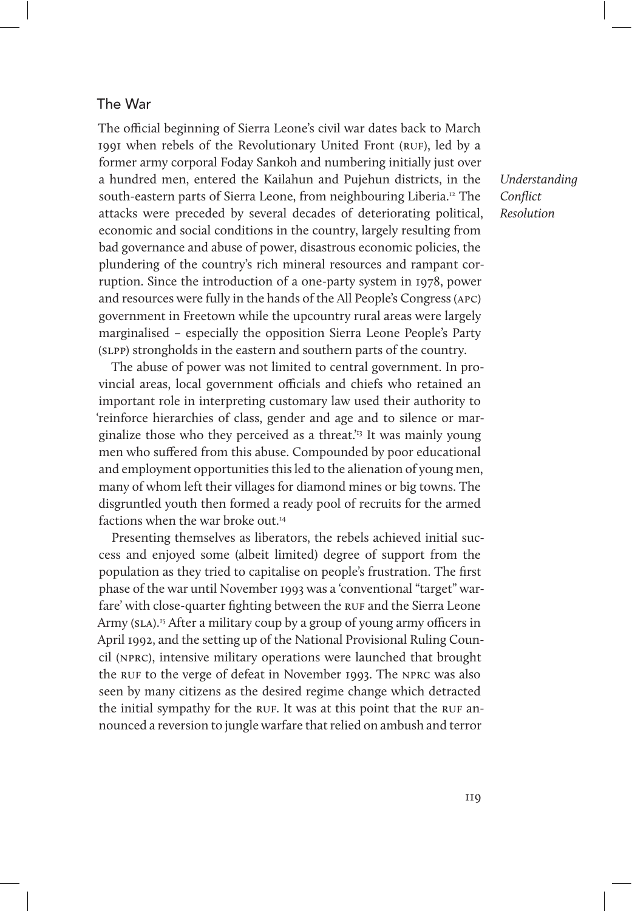## The War

The official beginning of Sierra Leone's civil war dates back to March 1991 when rebels of the Revolutionary United Front (RUF), led by a former army corporal Foday Sankoh and numbering initially just over a hundred men, entered the Kailahun and Pujehun districts, in the south-eastern parts of Sierra Leone, from neighbouring Liberia.[12] The attacks were preceded by several decades of deteriorating political, economic and social conditions in the country, largely resulting from bad governance and abuse of power, disastrous economic policies, the plundering of the country's rich mineral resources and rampant corruption. Since the introduction of a one-party system in 1978, power and resources were fully in the hands of the All People's Congress (APC) government in Freetown while the upcountry rural areas were largely marginalised – especially the opposition Sierra Leone People's Party (SLPP) strongholds in the eastern and southern parts of the country.

The abuse of power was not limited to central government. In provincial areas, local government officials and chiefs who retained an important role in interpreting customary law used their authority to 'reinforce hierarchies of class, gender and age and to silence or marginalize those who they perceived as a threat.'[13] It was mainly young men who suffered from this abuse. Compounded by poor educational and employment opportunities this led to the alienation of young men, many of whom left their villages for diamond mines or big towns. The disgruntled youth then formed a ready pool of recruits for the armed factions when the war broke out.[14]

Presenting themselves as liberators, the rebels achieved initial success and enjoyed some (albeit limited) degree of support from the population as they tried to capitalise on people's frustration. The first phase of the war until November 1993 was a 'conventional "target" warfare' with close-quarter fighting between the RUF and the Sierra Leone Army (SLA).[15] After a military coup by a group of young army officers in April 1992, and the setting up of the National Provisional Ruling Council (NPRC), intensive military operations were launched that brought the RUF to the verge of defeat in November 1993. The NPRC was also seen by many citizens as the desired regime change which detracted the initial sympathy for the RUF. It was at this point that the RUF announced a reversion to jungle warfare that relied on ambush and terror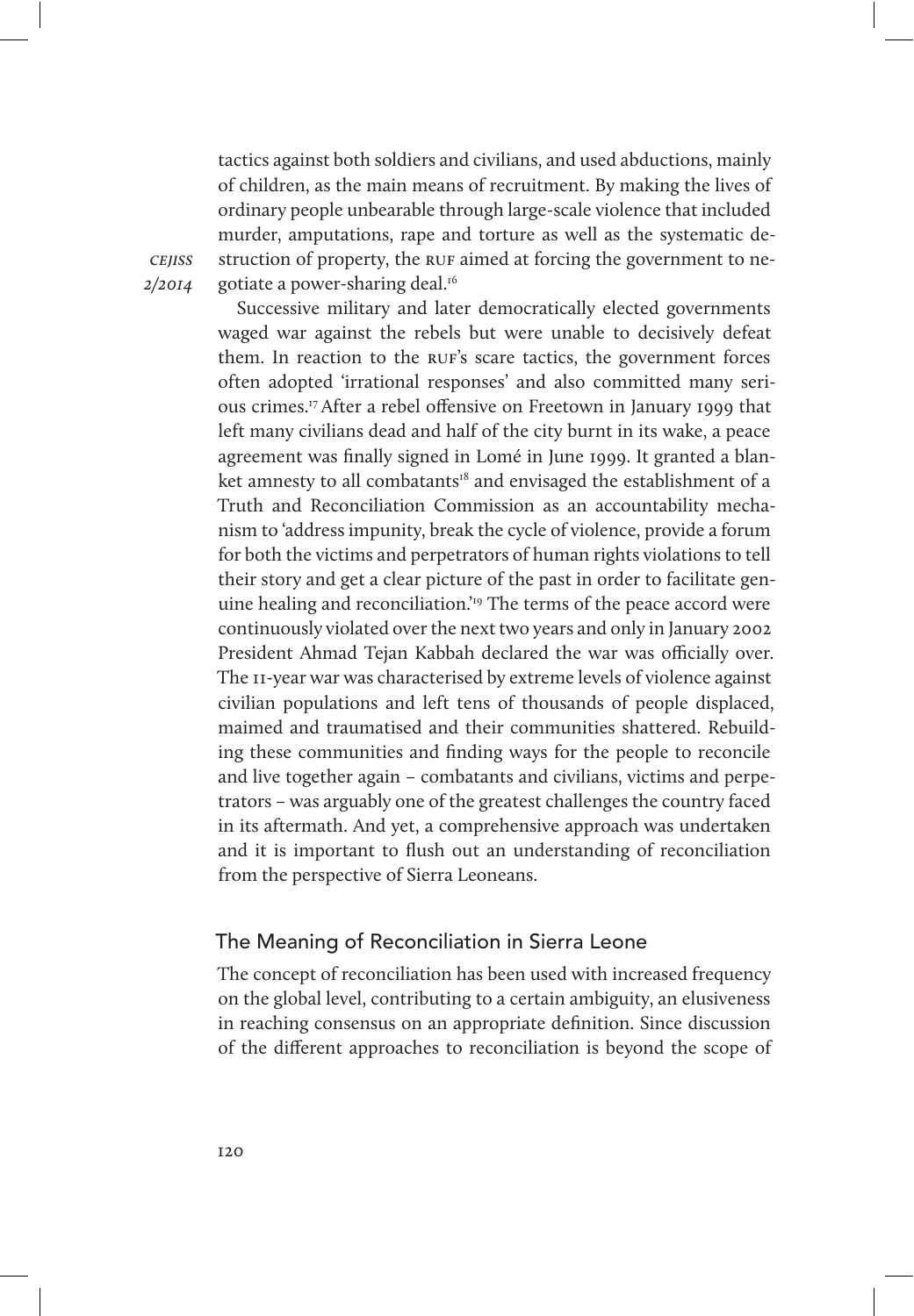tactics against both soldiers and civilians, and used abductions, mainly of children, as the main means of recruitment. By making the lives of ordinary people unbearable through large-scale violence that included murder, amputations, rape and torture as well as the systematic destruction of property, the RUF aimed at forcing the government to negotiate a power-sharing deal.[16]

Successive military and later democratically elected governments waged war against the rebels but were unable to decisively defeat them. In reaction to the RUF's scare tactics, the government forces often adopted 'irrational responses' and also committed many serious crimes.[17] After a rebel offensive on Freetown in January 1999 that left many civilians dead and half of the city burnt in its wake, a peace agreement was finally signed in Lomé in June 1999. It granted a blanket amnesty to all combatants[18] and envisaged the establishment of a Truth and Reconciliation Commission as an accountability mechanism to 'address impunity, break the cycle of violence, provide a forum for both the victims and perpetrators of human rights violations to tell their story and get a clear picture of the past in order to facilitate genuine healing and reconciliation.'[19] The terms of the peace accord were continuously violated over the next two years and only in January 2002 President Ahmad Tejan Kabbah declared the war was officially over. The 11-year war was characterised by extreme levels of violence against civilian populations and left tens of thousands of people displaced, maimed and traumatised and their communities shattered. Rebuilding these communities and finding ways for the people to reconcile and live together again – combatants and civilians, victims and perpetrators – was arguably one of the greatest challenges the country faced in its aftermath. And yet, a comprehensive approach was undertaken and it is important to flush out an understanding of reconciliation from the perspective of Sierra Leoneans.

## The Meaning of Reconciliation in Sierra Leone

The concept of reconciliation has been used with increased frequency on the global level, contributing to a certain ambiguity, an elusiveness in reaching consensus on an appropriate definition. Since discussion of the different approaches to reconciliation is beyond the scope of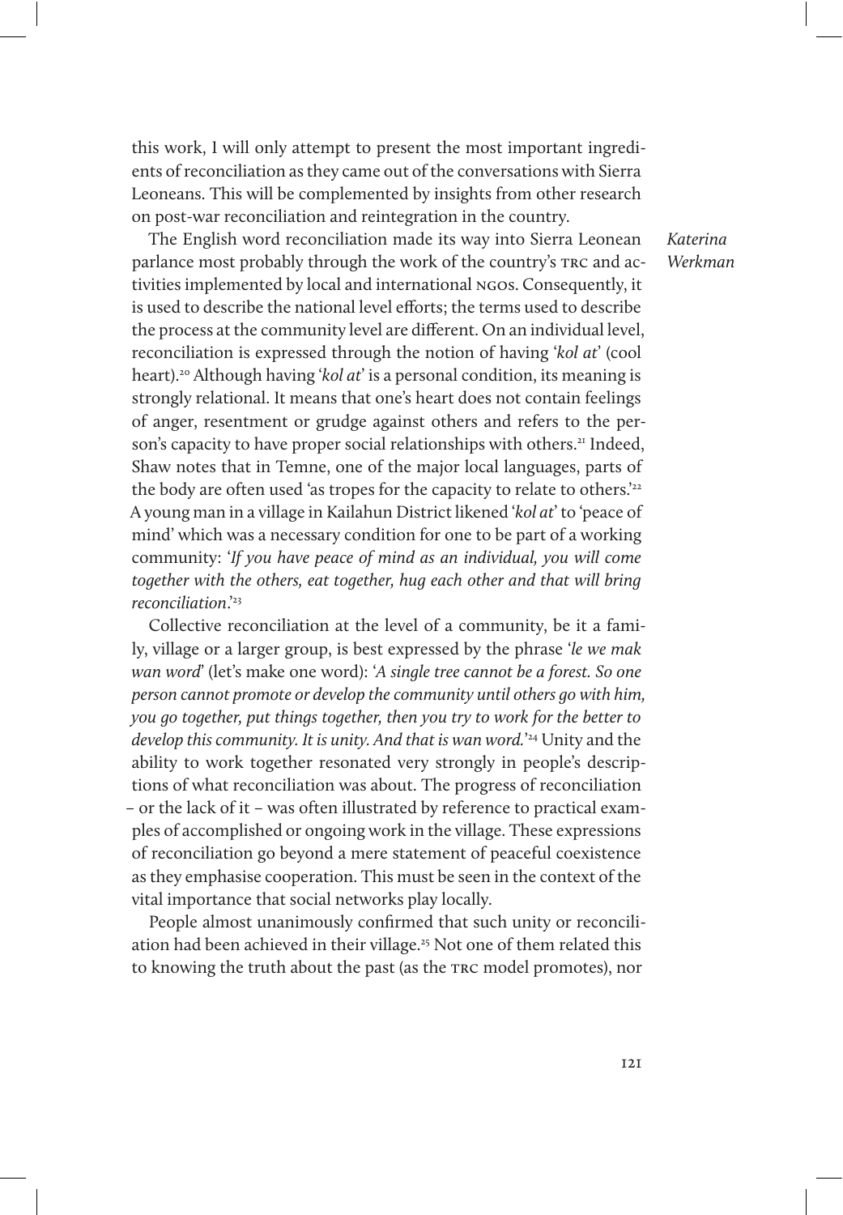this work, I will only attempt to present the most important ingredients of reconciliation as they came out of the conversations with Sierra Leoneans. This will be complemented by insights from other research on post-war reconciliation and reintegration in the country.

The English word reconciliation made its way into Sierra Leonean parlance most probably through the work of the country's TRC and activities implemented by local and international NGOs. Consequently, it is used to describe the national level efforts; the terms used to describe the process at the community level are different. On an individual level, reconciliation is expressed through the notion of having '*kol at*' (cool heart).[20] Although having '*kol at*' is a personal condition, its meaning is strongly relational. It means that one's heart does not contain feelings of anger, resentment or grudge against others and refers to the person's capacity to have proper social relationships with others.[21] Indeed, Shaw notes that in Temne, one of the major local languages, parts of the body are often used 'as tropes for the capacity to relate to others.'[22] A young man in a village in Kailahun District likened '*kol at*' to 'peace of mind' which was a necessary condition for one to be part of a working community: '*If you have peace of mind as an individual, you will come together with the others, eat together, hug each other and that will bring reconciliation*.'[23]

Collective reconciliation at the level of a community, be it a family, village or a larger group, is best expressed by the phrase '*le we mak wan word*' (let's make one word): '*A single tree cannot be a forest. So one person cannot promote or develop the community until others go with him, you go together, put things together, then you try to work for the better to develop this community. It is unity. And that is wan word.*'[24] Unity and the ability to work together resonated very strongly in people's descriptions of what reconciliation was about. The progress of reconciliation – or the lack of it – was often illustrated by reference to practical examples of accomplished or ongoing work in the village. These expressions of reconciliation go beyond a mere statement of peaceful coexistence as they emphasise cooperation. This must be seen in the context of the vital importance that social networks play locally.

People almost unanimously confirmed that such unity or reconciliation had been achieved in their village.[25] Not one of them related this to knowing the truth about the past (as the TRC model promotes), nor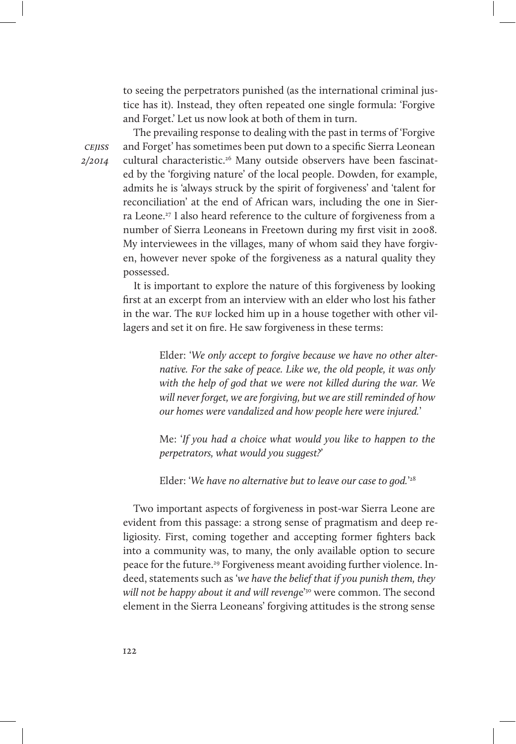to seeing the perpetrators punished (as the international criminal justice has it). Instead, they often repeated one single formula: 'Forgive and Forget.' Let us now look at both of them in turn.

The prevailing response to dealing with the past in terms of 'Forgive and Forget' has sometimes been put down to a specific Sierra Leonean cultural characteristic.[26] Many outside observers have been fascinated by the 'forgiving nature' of the local people. Dowden, for example, admits he is 'always struck by the spirit of forgiveness' and 'talent for reconciliation' at the end of African wars, including the one in Sierra Leone.[27] I also heard reference to the culture of forgiveness from a number of Sierra Leoneans in Freetown during my first visit in 2008. My interviewees in the villages, many of whom said they have forgiven, however never spoke of the forgiveness as a natural quality they possessed.

It is important to explore the nature of this forgiveness by looking first at an excerpt from an interview with an elder who lost his father in the war. The RUF locked him up in a house together with other villagers and set it on fire. He saw forgiveness in these terms:

> Elder: '*We only accept to forgive because we have no other alternative. For the sake of peace. Like we, the old people, it was only with the help of god that we were not killed during the war. We will never forget, we are forgiving, but we are still reminded of how our homes were vandalized and how people here were injured.*'
>
> Me: '*If you had a choice what would you like to happen to the perpetrators, what would you suggest?*'
>
> Elder: '*We have no alternative but to leave our case to god.*'[28]

Two important aspects of forgiveness in post-war Sierra Leone are evident from this passage: a strong sense of pragmatism and deep religiosity. First, coming together and accepting former fighters back into a community was, to many, the only available option to secure peace for the future.[29] Forgiveness meant avoiding further violence. Indeed, statements such as '*we have the belief that if you punish them, they will not be happy about it and will revenge*'[30] were common. The second element in the Sierra Leoneans' forgiving attitudes is the strong sense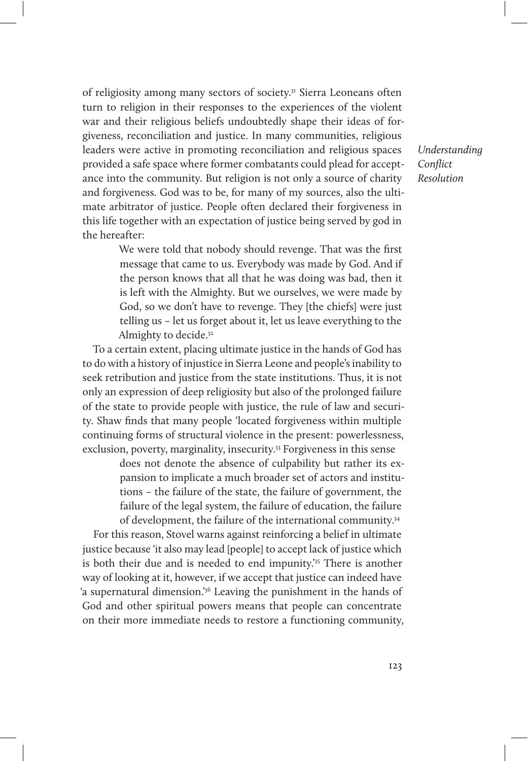of religiosity among many sectors of society.[31] Sierra Leoneans often turn to religion in their responses to the experiences of the violent war and their religious beliefs undoubtedly shape their ideas of forgiveness, reconciliation and justice. In many communities, religious leaders were active in promoting reconciliation and religious spaces provided a safe space where former combatants could plead for acceptance into the community. But religion is not only a source of charity and forgiveness. God was to be, for many of my sources, also the ultimate arbitrator of justice. People often declared their forgiveness in this life together with an expectation of justice being served by god in the hereafter:

> We were told that nobody should revenge. That was the first message that came to us. Everybody was made by God. And if the person knows that all that he was doing was bad, then it is left with the Almighty. But we ourselves, we were made by God, so we don't have to revenge. They [the chiefs] were just telling us – let us forget about it, let us leave everything to the Almighty to decide.[32]

To a certain extent, placing ultimate justice in the hands of God has to do with a history of injustice in Sierra Leone and people's inability to seek retribution and justice from the state institutions. Thus, it is not only an expression of deep religiosity but also of the prolonged failure of the state to provide people with justice, the rule of law and security. Shaw finds that many people 'located forgiveness within multiple continuing forms of structural violence in the present: powerlessness, exclusion, poverty, marginality, insecurity.[33] Forgiveness in this sense

> does not denote the absence of culpability but rather its expansion to implicate a much broader set of actors and institutions – the failure of the state, the failure of government, the failure of the legal system, the failure of education, the failure of development, the failure of the international community.[34]

For this reason, Stovel warns against reinforcing a belief in ultimate justice because 'it also may lead [people] to accept lack of justice which is both their due and is needed to end impunity.'[35] There is another way of looking at it, however, if we accept that justice can indeed have 'a supernatural dimension.'[36] Leaving the punishment in the hands of God and other spiritual powers means that people can concentrate on their more immediate needs to restore a functioning community,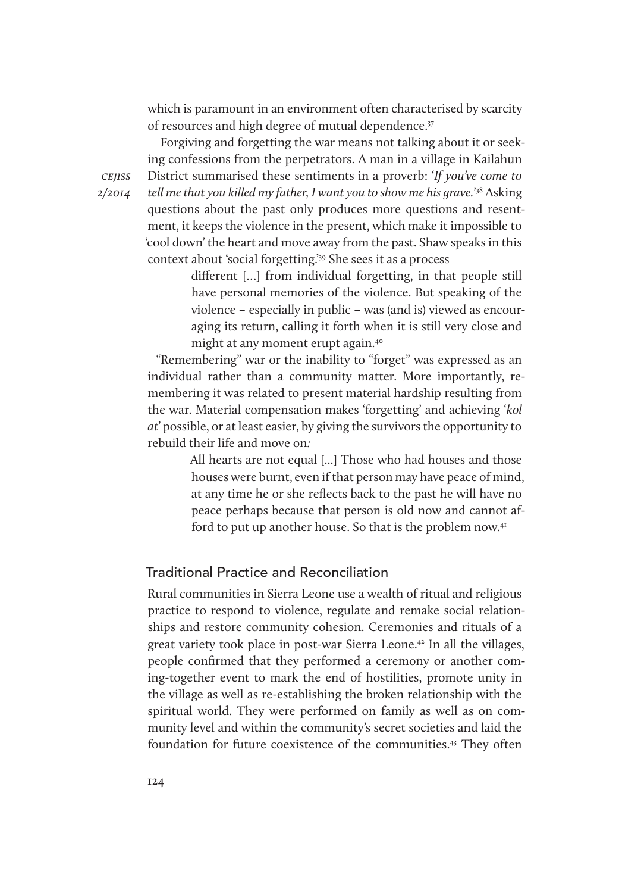which is paramount in an environment often characterised by scarcity of resources and high degree of mutual dependence.[37]

Forgiving and forgetting the war means not talking about it or seeking confessions from the perpetrators. A man in a village in Kailahun District summarised these sentiments in a proverb: '*If you've come to tell me that you killed my father, I want you to show me his grave.*'[38] Asking questions about the past only produces more questions and resentment, it keeps the violence in the present, which make it impossible to 'cool down' the heart and move away from the past. Shaw speaks in this context about 'social forgetting.'[39] She sees it as a process

> different [...] from individual forgetting, in that people still have personal memories of the violence. But speaking of the violence – especially in public – was (and is) viewed as encouraging its return, calling it forth when it is still very close and might at any moment erupt again.[40]

"Remembering" war or the inability to "forget" was expressed as an individual rather than a community matter. More importantly, remembering it was related to present material hardship resulting from the war. Material compensation makes 'forgetting' and achieving '*kol at*' possible, or at least easier, by giving the survivors the opportunity to rebuild their life and move on*:*

> All hearts are not equal [...] Those who had houses and those houses were burnt, even if that person may have peace of mind, at any time he or she reflects back to the past he will have no peace perhaps because that person is old now and cannot afford to put up another house. So that is the problem now.[41]

## Traditional Practice and Reconciliation

Rural communities in Sierra Leone use a wealth of ritual and religious practice to respond to violence, regulate and remake social relationships and restore community cohesion. Ceremonies and rituals of a great variety took place in post-war Sierra Leone.[42] In all the villages, people confirmed that they performed a ceremony or another coming-together event to mark the end of hostilities, promote unity in the village as well as re-establishing the broken relationship with the spiritual world. They were performed on family as well as on community level and within the community's secret societies and laid the foundation for future coexistence of the communities.[43] They often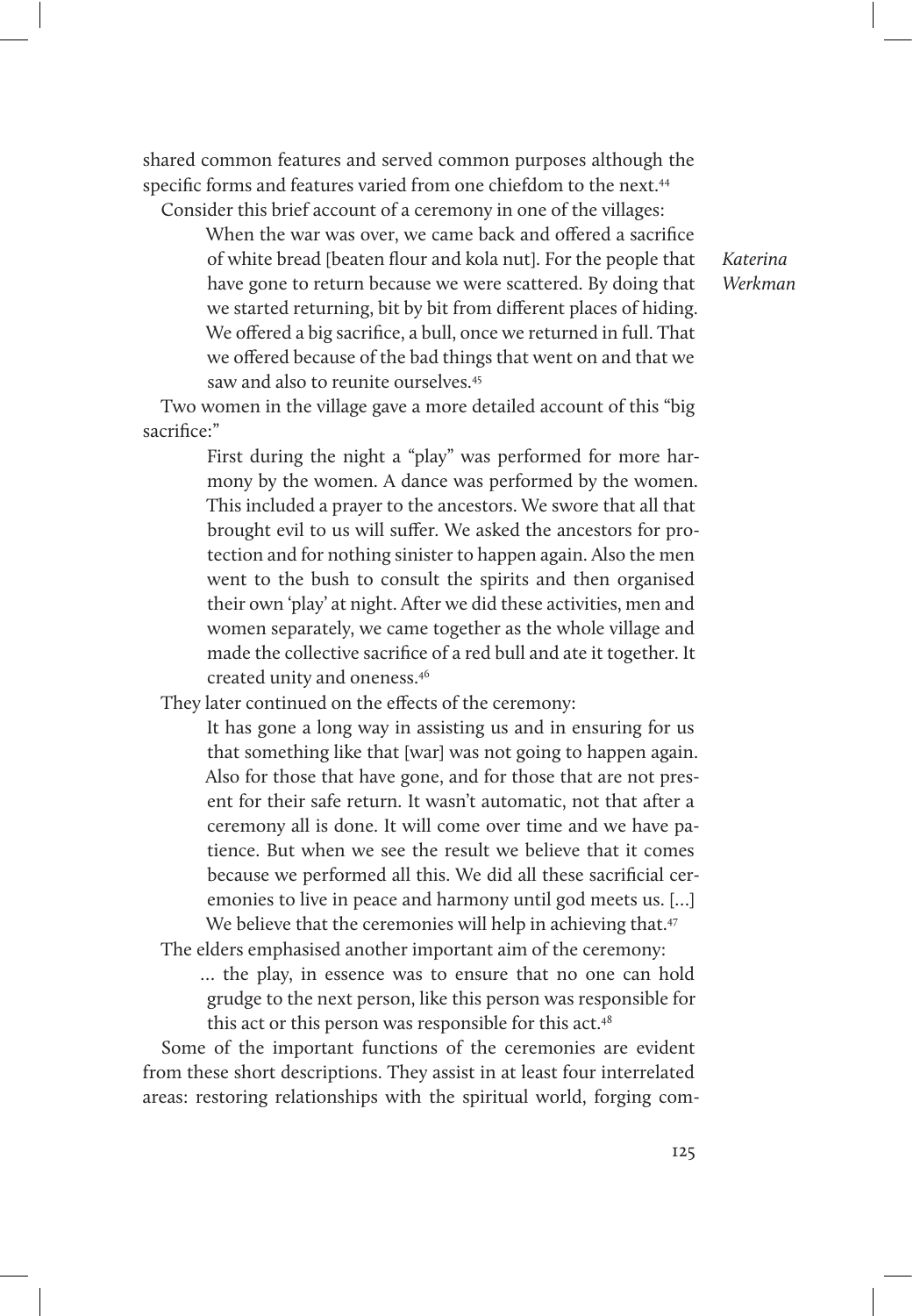shared common features and served common purposes although the specific forms and features varied from one chiefdom to the next.[44]

Consider this brief account of a ceremony in one of the villages:

> When the war was over, we came back and offered a sacrifice of white bread [beaten flour and kola nut]. For the people that have gone to return because we were scattered. By doing that we started returning, bit by bit from different places of hiding. We offered a big sacrifice, a bull, once we returned in full. That we offered because of the bad things that went on and that we saw and also to reunite ourselves.[45]

Two women in the village gave a more detailed account of this "big sacrifice:"

> First during the night a "play" was performed for more harmony by the women. A dance was performed by the women. This included a prayer to the ancestors. We swore that all that brought evil to us will suffer. We asked the ancestors for protection and for nothing sinister to happen again. Also the men went to the bush to consult the spirits and then organised their own 'play' at night. After we did these activities, men and women separately, we came together as the whole village and made the collective sacrifice of a red bull and ate it together. It created unity and oneness.[46]

They later continued on the effects of the ceremony:

> It has gone a long way in assisting us and in ensuring for us that something like that [war] was not going to happen again. Also for those that have gone, and for those that are not present for their safe return. It wasn't automatic, not that after a ceremony all is done. It will come over time and we have patience. But when we see the result we believe that it comes because we performed all this. We did all these sacrificial ceremonies to live in peace and harmony until god meets us. [...] We believe that the ceremonies will help in achieving that.[47]

The elders emphasised another important aim of the ceremony:

> … the play, in essence was to ensure that no one can hold grudge to the next person, like this person was responsible for this act or this person was responsible for this act.[48]

Some of the important functions of the ceremonies are evident from these short descriptions. They assist in at least four interrelated areas: restoring relationships with the spiritual world, forging com-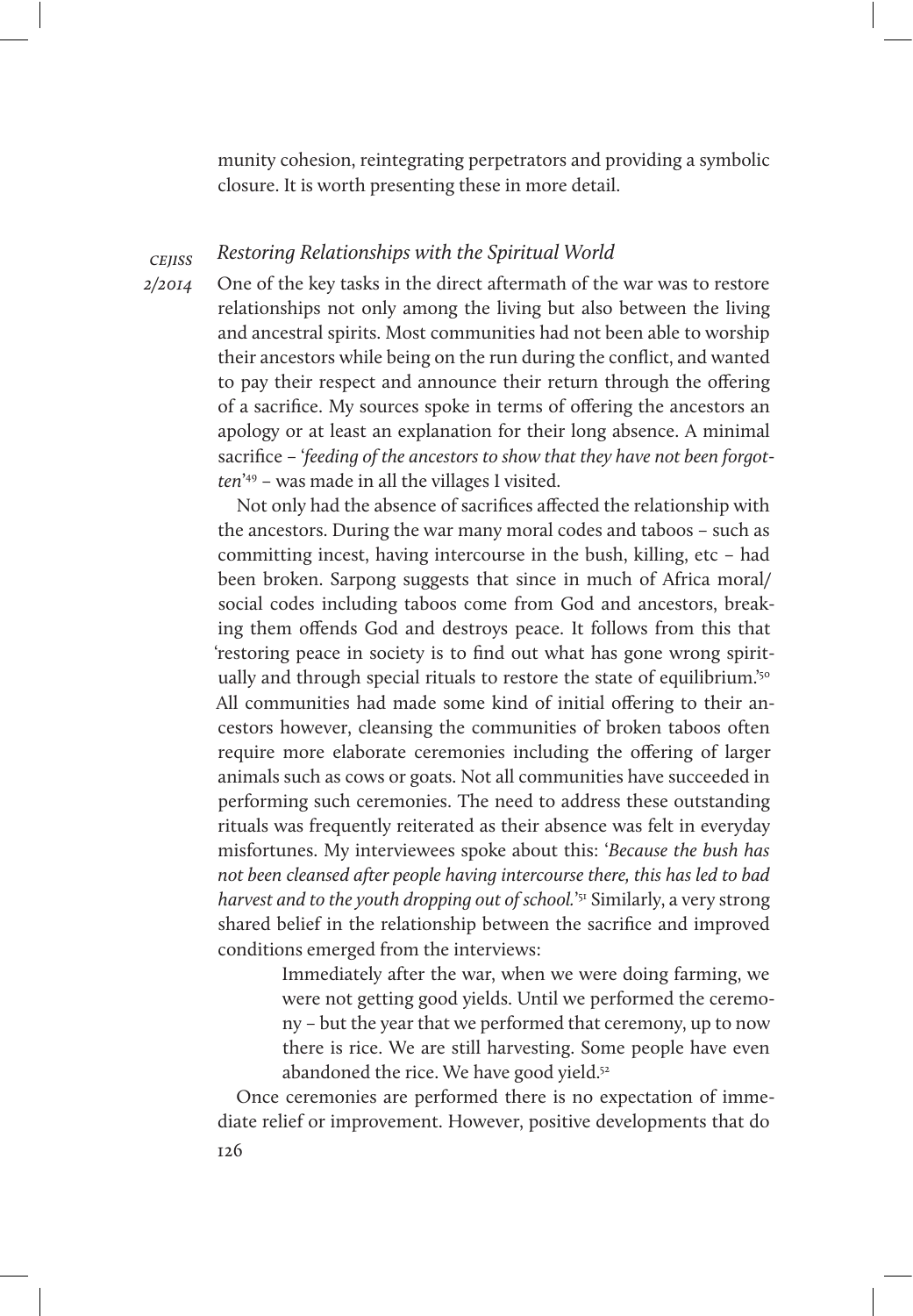munity cohesion, reintegrating perpetrators and providing a symbolic closure. It is worth presenting these in more detail.

### *Restoring Relationships with the Spiritual World*

One of the key tasks in the direct aftermath of the war was to restore relationships not only among the living but also between the living and ancestral spirits. Most communities had not been able to worship their ancestors while being on the run during the conflict, and wanted to pay their respect and announce their return through the offering of a sacrifice. My sources spoke in terms of offering the ancestors an apology or at least an explanation for their long absence. A minimal sacrifice – '*feeding of the ancestors to show that they have not been forgotten*'[49] – was made in all the villages I visited.

Not only had the absence of sacrifices affected the relationship with the ancestors. During the war many moral codes and taboos – such as committing incest, having intercourse in the bush, killing, etc – had been broken. Sarpong suggests that since in much of Africa moral/social codes including taboos come from God and ancestors, breaking them offends God and destroys peace. It follows from this that 'restoring peace in society is to find out what has gone wrong spiritually and through special rituals to restore the state of equilibrium.'[50] All communities had made some kind of initial offering to their ancestors however, cleansing the communities of broken taboos often require more elaborate ceremonies including the offering of larger animals such as cows or goats. Not all communities have succeeded in performing such ceremonies. The need to address these outstanding rituals was frequently reiterated as their absence was felt in everyday misfortunes. My interviewees spoke about this: '*Because the bush has not been cleansed after people having intercourse there, this has led to bad harvest and to the youth dropping out of school.*'[51] Similarly, a very strong shared belief in the relationship between the sacrifice and improved conditions emerged from the interviews:

> Immediately after the war, when we were doing farming, we were not getting good yields. Until we performed the ceremony – but the year that we performed that ceremony, up to now there is rice. We are still harvesting. Some people have even abandoned the rice. We have good yield.[52]

Once ceremonies are performed there is no expectation of immediate relief or improvement. However, positive developments that do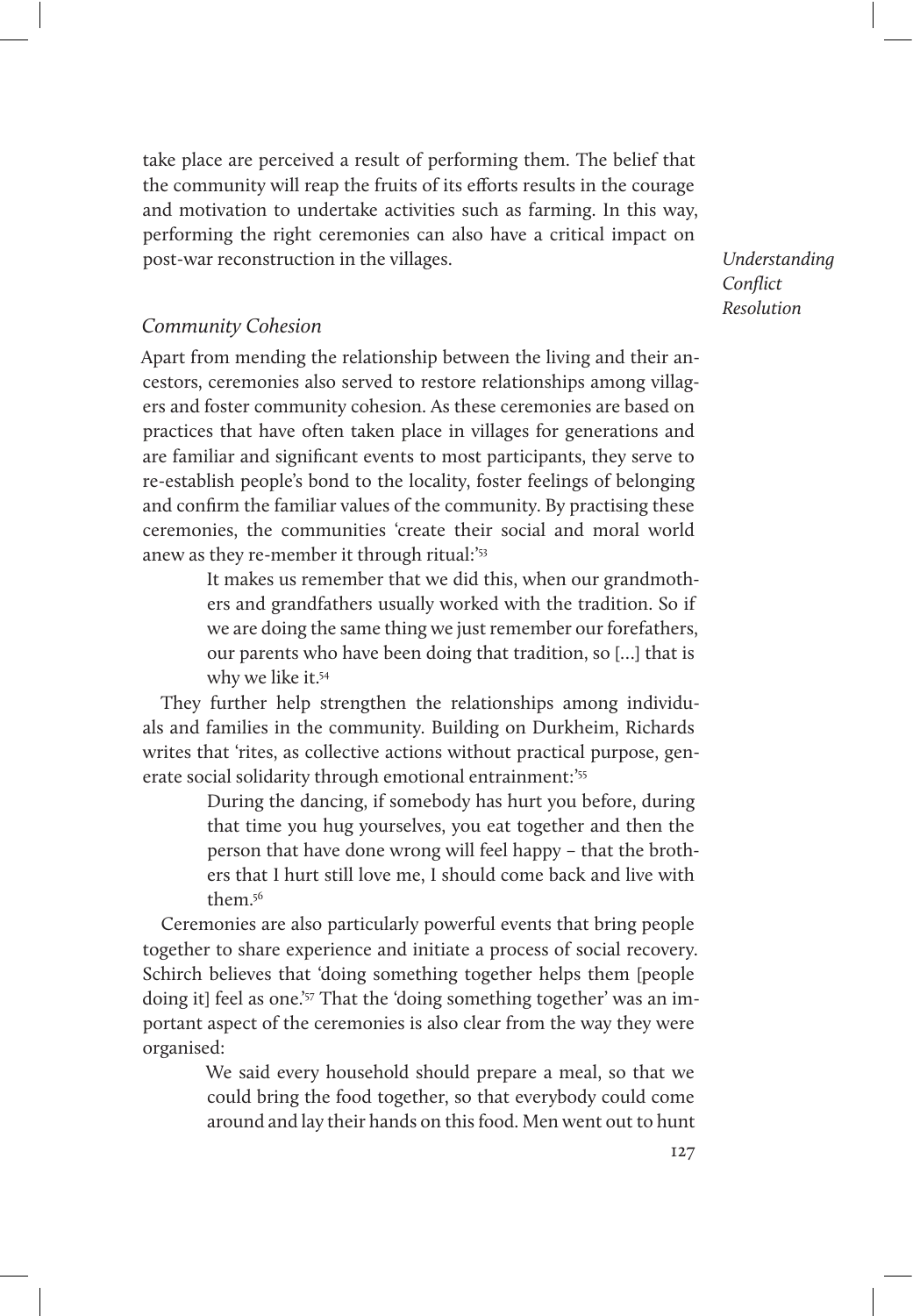take place are perceived a result of performing them. The belief that the community will reap the fruits of its efforts results in the courage and motivation to undertake activities such as farming. In this way, performing the right ceremonies can also have a critical impact on post-war reconstruction in the villages.

### *Community Cohesion*

Apart from mending the relationship between the living and their ancestors, ceremonies also served to restore relationships among villagers and foster community cohesion. As these ceremonies are based on practices that have often taken place in villages for generations and are familiar and significant events to most participants, they serve to re-establish people's bond to the locality, foster feelings of belonging and confirm the familiar values of the community. By practising these ceremonies, the communities 'create their social and moral world anew as they re-member it through ritual:'[53]

> It makes us remember that we did this, when our grandmothers and grandfathers usually worked with the tradition. So if we are doing the same thing we just remember our forefathers, our parents who have been doing that tradition, so [...] that is why we like it.[54]

They further help strengthen the relationships among individuals and families in the community. Building on Durkheim, Richards writes that 'rites, as collective actions without practical purpose, generate social solidarity through emotional entrainment:'[55]

> During the dancing, if somebody has hurt you before, during that time you hug yourselves, you eat together and then the person that have done wrong will feel happy – that the brothers that I hurt still love me, I should come back and live with them.[56]

Ceremonies are also particularly powerful events that bring people together to share experience and initiate a process of social recovery. Schirch believes that 'doing something together helps them [people doing it] feel as one.'[57] That the 'doing something together' was an important aspect of the ceremonies is also clear from the way they were organised:

> We said every household should prepare a meal, so that we could bring the food together, so that everybody could come around and lay their hands on this food. Men went out to hunt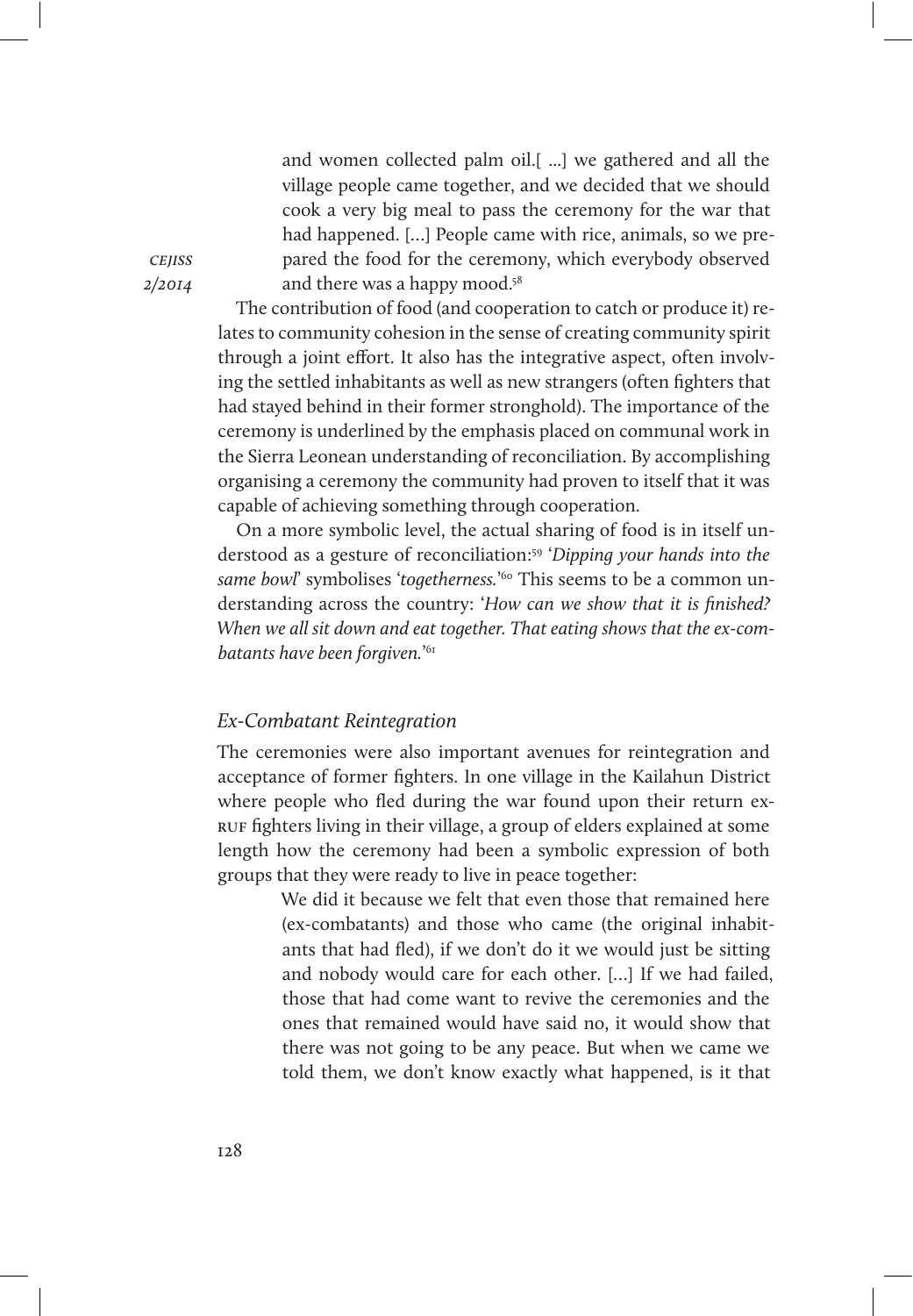> and women collected palm oil.[ ...] we gathered and all the village people came together, and we decided that we should cook a very big meal to pass the ceremony for the war that had happened. [...] People came with rice, animals, so we prepared the food for the ceremony, which everybody observed and there was a happy mood.[58]

The contribution of food (and cooperation to catch or produce it) relates to community cohesion in the sense of creating community spirit through a joint effort. It also has the integrative aspect, often involving the settled inhabitants as well as new strangers (often fighters that had stayed behind in their former stronghold). The importance of the ceremony is underlined by the emphasis placed on communal work in the Sierra Leonean understanding of reconciliation. By accomplishing organising a ceremony the community had proven to itself that it was capable of achieving something through cooperation.

On a more symbolic level, the actual sharing of food is in itself understood as a gesture of reconciliation:[59] '*Dipping your hands into the same bowl*' symbolises '*togetherness.*'[60] This seems to be a common understanding across the country: '*How can we show that it is finished? When we all sit down and eat together. That eating shows that the ex-combatants have been forgiven.*'[61]

### *Ex-Combatant Reintegration*

The ceremonies were also important avenues for reintegration and acceptance of former fighters. In one village in the Kailahun District where people who fled during the war found upon their return ex-RUF fighters living in their village, a group of elders explained at some length how the ceremony had been a symbolic expression of both groups that they were ready to live in peace together:

> We did it because we felt that even those that remained here (ex-combatants) and those who came (the original inhabitants that had fled), if we don't do it we would just be sitting and nobody would care for each other. [...] If we had failed, those that had come want to revive the ceremonies and the ones that remained would have said no, it would show that there was not going to be any peace. But when we came we told them, we don't know exactly what happened, is it that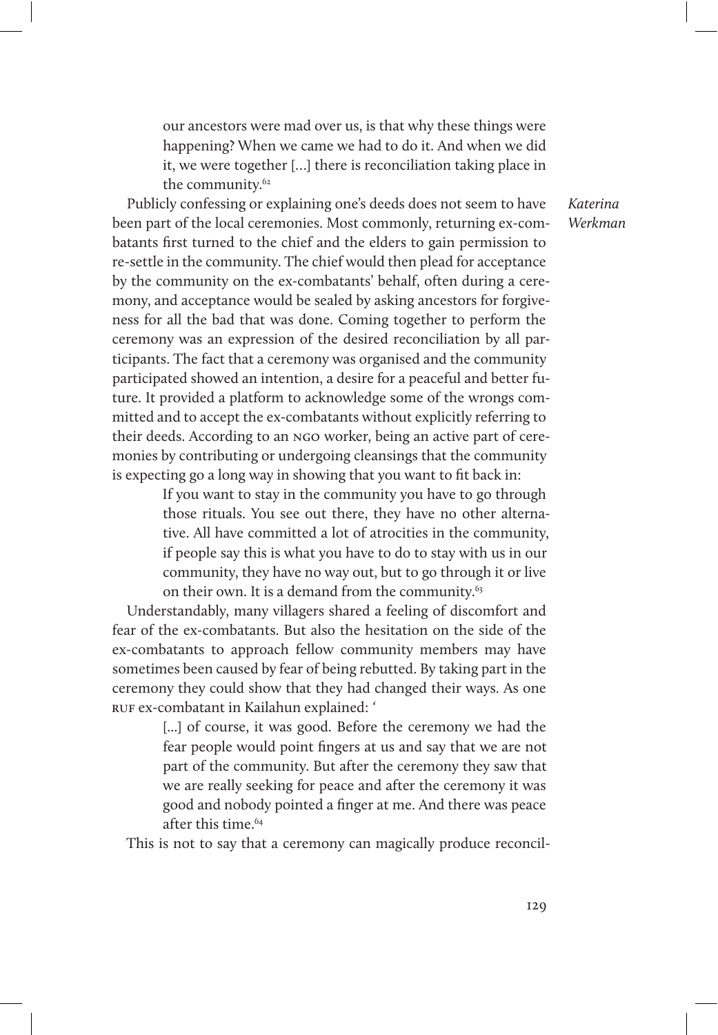> our ancestors were mad over us, is that why these things were happening? When we came we had to do it. And when we did it, we were together […] there is reconciliation taking place in the community.[62]

Publicly confessing or explaining one's deeds does not seem to have been part of the local ceremonies. Most commonly, returning ex-combatants first turned to the chief and the elders to gain permission to re-settle in the community. The chief would then plead for acceptance by the community on the ex-combatants' behalf, often during a ceremony, and acceptance would be sealed by asking ancestors for forgiveness for all the bad that was done. Coming together to perform the ceremony was an expression of the desired reconciliation by all participants. The fact that a ceremony was organised and the community participated showed an intention, a desire for a peaceful and better future. It provided a platform to acknowledge some of the wrongs committed and to accept the ex-combatants without explicitly referring to their deeds. According to an NGO worker, being an active part of ceremonies by contributing or undergoing cleansings that the community is expecting go a long way in showing that you want to fit back in:

> If you want to stay in the community you have to go through those rituals. You see out there, they have no other alternative. All have committed a lot of atrocities in the community, if people say this is what you have to do to stay with us in our community, they have no way out, but to go through it or live on their own. It is a demand from the community.[63]

Understandably, many villagers shared a feeling of discomfort and fear of the ex-combatants. But also the hesitation on the side of the ex-combatants to approach fellow community members may have sometimes been caused by fear of being rebutted. By taking part in the ceremony they could show that they had changed their ways. As one RUF ex-combatant in Kailahun explained: '

> […] of course, it was good. Before the ceremony we had the fear people would point fingers at us and say that we are not part of the community. But after the ceremony they saw that we are really seeking for peace and after the ceremony it was good and nobody pointed a finger at me. And there was peace after this time.[64]

This is not to say that a ceremony can magically produce reconcil-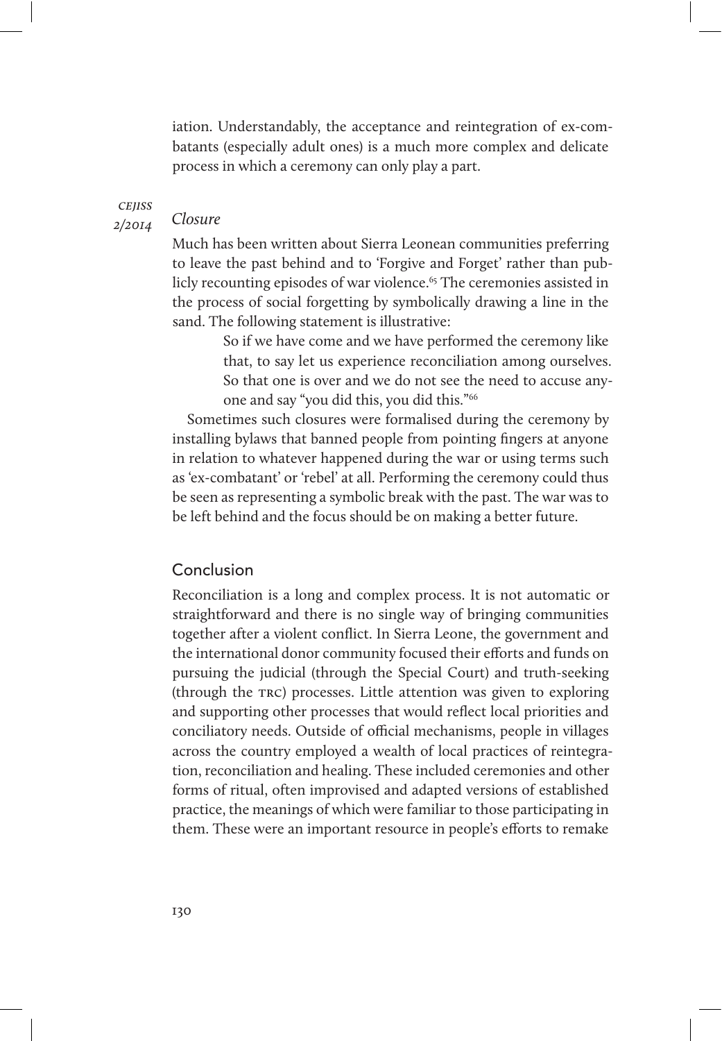iation. Understandably, the acceptance and reintegration of ex-combatants (especially adult ones) is a much more complex and delicate process in which a ceremony can only play a part.

### *Closure*

Much has been written about Sierra Leonean communities preferring to leave the past behind and to 'Forgive and Forget' rather than publicly recounting episodes of war violence.[65] The ceremonies assisted in the process of social forgetting by symbolically drawing a line in the sand. The following statement is illustrative:

> So if we have come and we have performed the ceremony like that, to say let us experience reconciliation among ourselves. So that one is over and we do not see the need to accuse anyone and say "you did this, you did this."[66]

Sometimes such closures were formalised during the ceremony by installing bylaws that banned people from pointing fingers at anyone in relation to whatever happened during the war or using terms such as 'ex-combatant' or 'rebel' at all. Performing the ceremony could thus be seen as representing a symbolic break with the past. The war was to be left behind and the focus should be on making a better future.

## Conclusion

Reconciliation is a long and complex process. It is not automatic or straightforward and there is no single way of bringing communities together after a violent conflict. In Sierra Leone, the government and the international donor community focused their efforts and funds on pursuing the judicial (through the Special Court) and truth-seeking (through the TRC) processes. Little attention was given to exploring and supporting other processes that would reflect local priorities and conciliatory needs. Outside of official mechanisms, people in villages across the country employed a wealth of local practices of reintegration, reconciliation and healing. These included ceremonies and other forms of ritual, often improvised and adapted versions of established practice, the meanings of which were familiar to those participating in them. These were an important resource in people's efforts to remake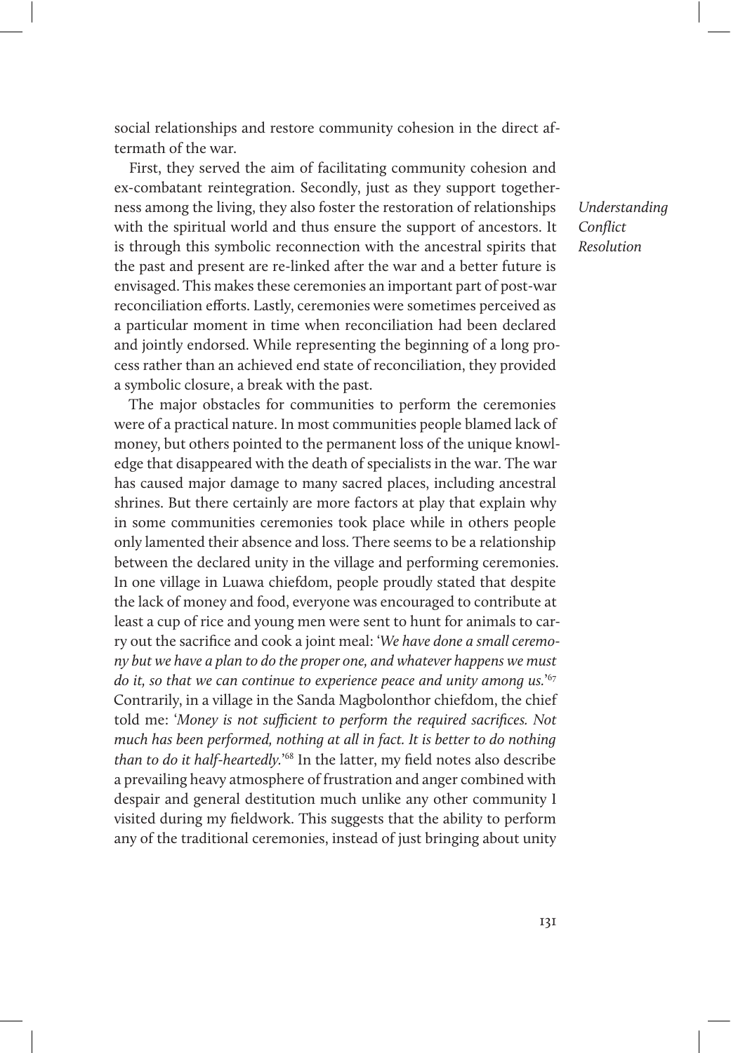social relationships and restore community cohesion in the direct aftermath of the war.

First, they served the aim of facilitating community cohesion and ex-combatant reintegration. Secondly, just as they support togetherness among the living, they also foster the restoration of relationships with the spiritual world and thus ensure the support of ancestors. It is through this symbolic reconnection with the ancestral spirits that the past and present are re-linked after the war and a better future is envisaged. This makes these ceremonies an important part of post-war reconciliation efforts. Lastly, ceremonies were sometimes perceived as a particular moment in time when reconciliation had been declared and jointly endorsed. While representing the beginning of a long process rather than an achieved end state of reconciliation, they provided a symbolic closure, a break with the past.

The major obstacles for communities to perform the ceremonies were of a practical nature. In most communities people blamed lack of money, but others pointed to the permanent loss of the unique knowledge that disappeared with the death of specialists in the war. The war has caused major damage to many sacred places, including ancestral shrines. But there certainly are more factors at play that explain why in some communities ceremonies took place while in others people only lamented their absence and loss. There seems to be a relationship between the declared unity in the village and performing ceremonies. In one village in Luawa chiefdom, people proudly stated that despite the lack of money and food, everyone was encouraged to contribute at least a cup of rice and young men were sent to hunt for animals to carry out the sacrifice and cook a joint meal: '*We have done a small ceremony but we have a plan to do the proper one, and whatever happens we must do it, so that we can continue to experience peace and unity among us.*'[67] Contrarily, in a village in the Sanda Magbolonthor chiefdom, the chief told me: '*Money is not sufficient to perform the required sacrifices. Not much has been performed, nothing at all in fact. It is better to do nothing than to do it half-heartedly.*'[68] In the latter, my field notes also describe a prevailing heavy atmosphere of frustration and anger combined with despair and general destitution much unlike any other community I visited during my fieldwork. This suggests that the ability to perform any of the traditional ceremonies, instead of just bringing about unity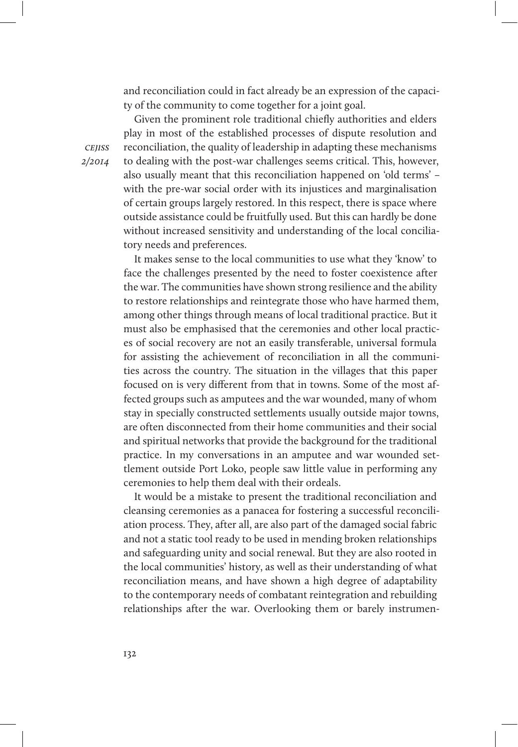and reconciliation could in fact already be an expression of the capacity of the community to come together for a joint goal.

Given the prominent role traditional chiefly authorities and elders play in most of the established processes of dispute resolution and reconciliation, the quality of leadership in adapting these mechanisms to dealing with the post-war challenges seems critical. This, however, also usually meant that this reconciliation happened on 'old terms' – with the pre-war social order with its injustices and marginalisation of certain groups largely restored. In this respect, there is space where outside assistance could be fruitfully used. But this can hardly be done without increased sensitivity and understanding of the local conciliatory needs and preferences.

It makes sense to the local communities to use what they 'know' to face the challenges presented by the need to foster coexistence after the war. The communities have shown strong resilience and the ability to restore relationships and reintegrate those who have harmed them, among other things through means of local traditional practice. But it must also be emphasised that the ceremonies and other local practices of social recovery are not an easily transferable, universal formula for assisting the achievement of reconciliation in all the communities across the country. The situation in the villages that this paper focused on is very different from that in towns. Some of the most affected groups such as amputees and the war wounded, many of whom stay in specially constructed settlements usually outside major towns, are often disconnected from their home communities and their social and spiritual networks that provide the background for the traditional practice. In my conversations in an amputee and war wounded settlement outside Port Loko, people saw little value in performing any ceremonies to help them deal with their ordeals.

It would be a mistake to present the traditional reconciliation and cleansing ceremonies as a panacea for fostering a successful reconciliation process. They, after all, are also part of the damaged social fabric and not a static tool ready to be used in mending broken relationships and safeguarding unity and social renewal. But they are also rooted in the local communities' history, as well as their understanding of what reconciliation means, and have shown a high degree of adaptability to the contemporary needs of combatant reintegration and rebuilding relationships after the war. Overlooking them or barely instrumen-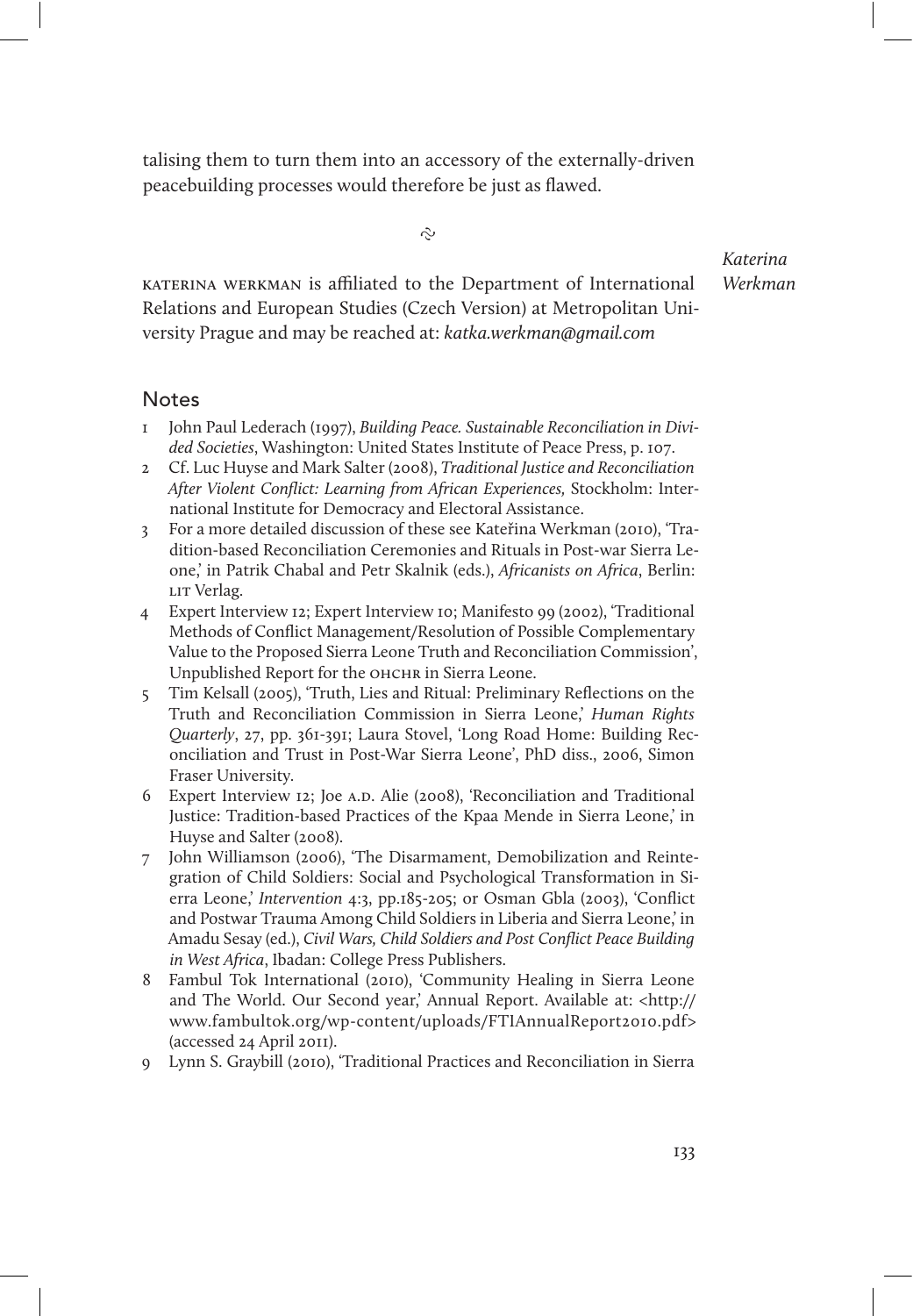talising them to turn them into an accessory of the externally-driven peacebuilding processes would therefore be just as flawed.

~

KATERINA WERKMAN is affiliated to the Department of International Relations and European Studies (Czech Version) at Metropolitan University Prague and may be reached at: *katka.werkman@gmail.com*

## Notes

1. John Paul Lederach (1997), *Building Peace. Sustainable Reconciliation in Divided Societies*, Washington: United States Institute of Peace Press, p. 107.
2. Cf. Luc Huyse and Mark Salter (2008), *Traditional Justice and Reconciliation After Violent Conflict: Learning from African Experiences,* Stockholm: International Institute for Democracy and Electoral Assistance.
3. For a more detailed discussion of these see Kateřina Werkman (2010), 'Tradition-based Reconciliation Ceremonies and Rituals in Post-war Sierra Leone,' in Patrik Chabal and Petr Skalnik (eds.), *Africanists on Africa*, Berlin: LIT Verlag.
4. Expert Interview 12; Expert Interview 10; Manifesto 99 (2002), 'Traditional Methods of Conflict Management/Resolution of Possible Complementary Value to the Proposed Sierra Leone Truth and Reconciliation Commission', Unpublished Report for the OHCHR in Sierra Leone.
5. Tim Kelsall (2005), 'Truth, Lies and Ritual: Preliminary Reflections on the Truth and Reconciliation Commission in Sierra Leone,' *Human Rights Quarterly*, 27, pp. 361-391; Laura Stovel, 'Long Road Home: Building Reconciliation and Trust in Post-War Sierra Leone', PhD diss., 2006, Simon Fraser University.
6. Expert Interview 12; Joe A.D. Alie (2008), 'Reconciliation and Traditional Justice: Tradition-based Practices of the Kpaa Mende in Sierra Leone,' in Huyse and Salter (2008).
7. John Williamson (2006), 'The Disarmament, Demobilization and Reintegration of Child Soldiers: Social and Psychological Transformation in Sierra Leone,' *Intervention* 4:3, pp.185-205; or Osman Gbla (2003), 'Conflict and Postwar Trauma Among Child Soldiers in Liberia and Sierra Leone,' in Amadu Sesay (ed.), *Civil Wars, Child Soldiers and Post Conflict Peace Building in West Africa*, Ibadan: College Press Publishers.
8. Fambul Tok International (2010), 'Community Healing in Sierra Leone and The World. Our Second year,' Annual Report. Available at: <http://www.fambultok.org/wp-content/uploads/FTIAnnualReport2010.pdf> (accessed 24 April 2011).
9. Lynn S. Graybill (2010), 'Traditional Practices and Reconciliation in Sierra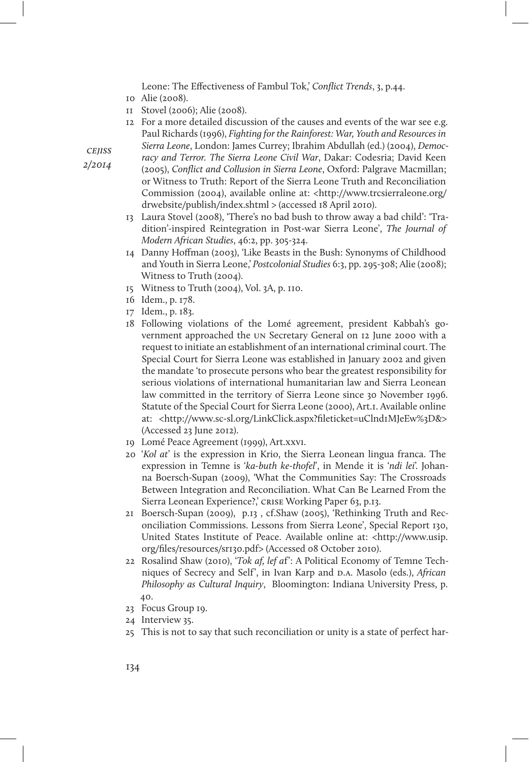Leone: The Effectiveness of Fambul Tok,' *Conflict Trends*, 3, p.44.

10 Alie (2008).

11 Stovel (2006); Alie (2008).

12 For a more detailed discussion of the causes and events of the war see e.g. Paul Richards (1996), *Fighting for the Rainforest: War, Youth and Resources in Sierra Leone*, London: James Currey; Ibrahim Abdullah (ed.) (2004), *Democracy and Terror. The Sierra Leone Civil War*, Dakar: Codesria; David Keen (2005), *Conflict and Collusion in Sierra Leone*, Oxford: Palgrave Macmillan; or Witness to Truth: Report of the Sierra Leone Truth and Reconciliation Commission (2004), available online at: <http://www.trcsierraleone.org/drwebsite/publish/index.shtml > (accessed 18 April 2010).

13 Laura Stovel (2008), 'There's no bad bush to throw away a bad child': 'Tradition'-inspired Reintegration in Post-war Sierra Leone', *The Journal of Modern African Studies*, 46:2, pp. 305-324.

14 Danny Hoffman (2003), 'Like Beasts in the Bush: Synonyms of Childhood and Youth in Sierra Leone,' *Postcolonial Studies* 6:3, pp. 295-308; Alie (2008); Witness to Truth (2004).

15 Witness to Truth (2004), Vol. 3A, p. 110.

16 Idem., p. 178.

17 Idem., p. 183.

18 Following violations of the Lomé agreement, president Kabbah's government approached the UN Secretary General on 12 June 2000 with a request to initiate an establishment of an international criminal court. The Special Court for Sierra Leone was established in January 2002 and given the mandate 'to prosecute persons who bear the greatest responsibility for serious violations of international humanitarian law and Sierra Leonean law committed in the territory of Sierra Leone since 30 November 1996. Statute of the Special Court for Sierra Leone (2000), Art.1. Available online at: <http://www.sc-sl.org/LinkClick.aspx?fileticket=uClnd1MJeEw%3D&> (Accessed 23 June 2012).

19 Lomé Peace Agreement (1999), Art.XXVI.

20 '*Kol at*' is the expression in Krio, the Sierra Leonean lingua franca. The expression in Temne is '*ka-buth ke-thofel*', in Mende it is '*ndi lei*'. Johanna Boersch-Supan (2009), 'What the Communities Say: The Crossroads Between Integration and Reconciliation. What Can Be Learned From the Sierra Leonean Experience?,' CRISE Working Paper 63, p.13.

21 Boersch-Supan (2009), p.13 , cf.Shaw (2005), 'Rethinking Truth and Reconciliation Commissions. Lessons from Sierra Leone', Special Report 130, United States Institute of Peace. Available online at: <http://www.usip.org/files/resources/sr130.pdf> (Accessed 08 October 2010).

22 Rosalind Shaw (2010), '*Tok af, lef af*': A Political Economy of Temne Techniques of Secrecy and Self', in Ivan Karp and D.A. Masolo (eds.), *African Philosophy as Cultural Inquiry*, Bloomington: Indiana University Press, p. 40.

23 Focus Group 19.

24 Interview 35.

25 This is not to say that such reconciliation or unity is a state of perfect har-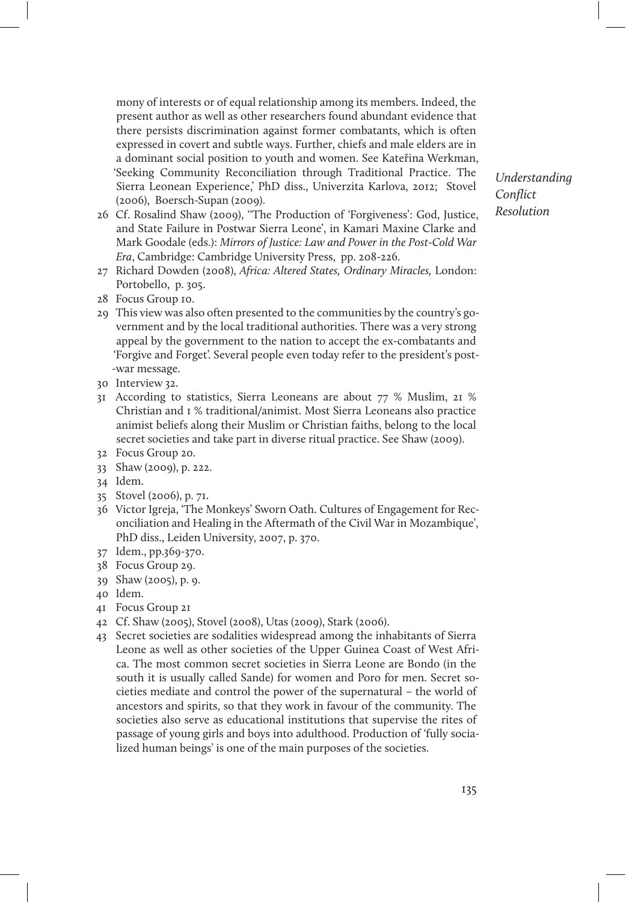mony of interests or of equal relationship among its members. Indeed, the present author as well as other researchers found abundant evidence that there persists discrimination against former combatants, which is often expressed in covert and subtle ways. Further, chiefs and male elders are in a dominant social position to youth and women. See Kateřina Werkman, 'Seeking Community Reconciliation through Traditional Practice. The Sierra Leonean Experience,' PhD diss., Univerzita Karlova, 2012; Stovel (2006), Boersch-Supan (2009).

26 Cf. Rosalind Shaw (2009), ''The Production of 'Forgiveness': God, Justice, and State Failure in Postwar Sierra Leone', in Kamari Maxine Clarke and Mark Goodale (eds.): *Mirrors of Justice: Law and Power in the Post-Cold War Era*, Cambridge: Cambridge University Press, pp. 208-226.

27 Richard Dowden (2008), *Africa: Altered States, Ordinary Miracles,* London: Portobello, p. 305.

28 Focus Group 10.

29 This view was also often presented to the communities by the country's government and by the local traditional authorities. There was a very strong appeal by the government to the nation to accept the ex-combatants and 'Forgive and Forget'. Several people even today refer to the president's post-war message.

30 Interview 32.

31 According to statistics, Sierra Leoneans are about 77 % Muslim, 21 % Christian and 1 % traditional/animist. Most Sierra Leoneans also practice animist beliefs along their Muslim or Christian faiths, belong to the local secret societies and take part in diverse ritual practice. See Shaw (2009).

32 Focus Group 20.

33 Shaw (2009), p. 222.

34 Idem.

35 Stovel (2006), p. 71.

36 Victor Igreja, 'The Monkeys' Sworn Oath. Cultures of Engagement for Reconciliation and Healing in the Aftermath of the Civil War in Mozambique', PhD diss., Leiden University, 2007, p. 370.

37 Idem., pp.369-370.

38 Focus Group 29.

39 Shaw (2005), p. 9.

40 Idem.

41 Focus Group 21

42 Cf. Shaw (2005), Stovel (2008), Utas (2009), Stark (2006).

43 Secret societies are sodalities widespread among the inhabitants of Sierra Leone as well as other societies of the Upper Guinea Coast of West Africa. The most common secret societies in Sierra Leone are Bondo (in the south it is usually called Sande) for women and Poro for men. Secret societies mediate and control the power of the supernatural – the world of ancestors and spirits, so that they work in favour of the community. The societies also serve as educational institutions that supervise the rites of passage of young girls and boys into adulthood. Production of 'fully socialized human beings' is one of the main purposes of the societies.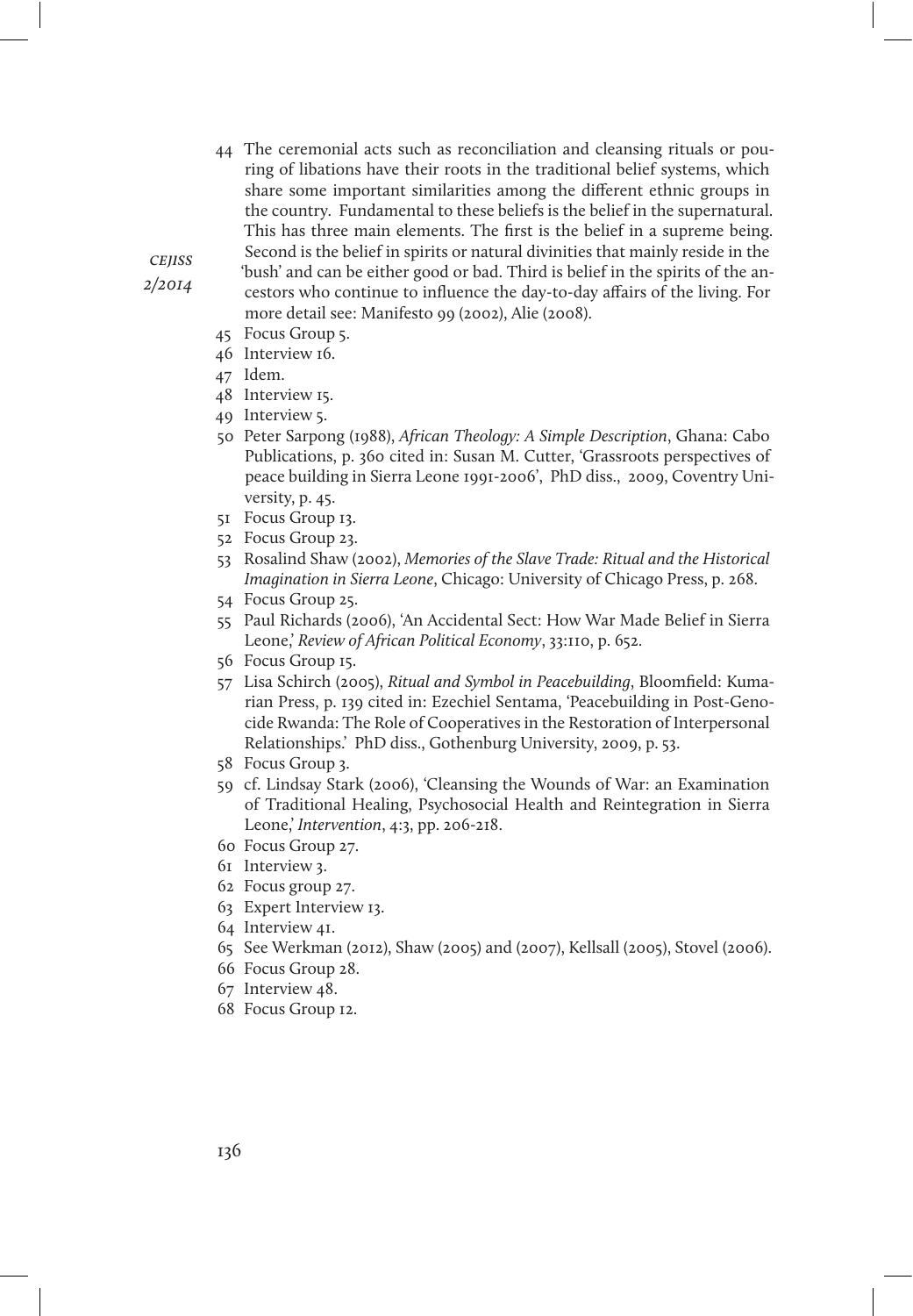44 The ceremonial acts such as reconciliation and cleansing rituals or pouring of libations have their roots in the traditional belief systems, which share some important similarities among the different ethnic groups in the country. Fundamental to these beliefs is the belief in the supernatural. This has three main elements. The first is the belief in a supreme being. Second is the belief in spirits or natural divinities that mainly reside in the 'bush' and can be either good or bad. Third is belief in the spirits of the ancestors who continue to influence the day-to-day affairs of the living. For more detail see: Manifesto 99 (2002), Alie (2008).

45 Focus Group 5.

46 Interview 16.

47 Idem.

48 Interview 15.

49 Interview 5.

50 Peter Sarpong (1988), *African Theology: A Simple Description*, Ghana: Cabo Publications, p. 360 cited in: Susan M. Cutter, 'Grassroots perspectives of peace building in Sierra Leone 1991-2006', PhD diss., 2009, Coventry University, p. 45.

51 Focus Group 13.

52 Focus Group 23.

53 Rosalind Shaw (2002), *Memories of the Slave Trade: Ritual and the Historical Imagination in Sierra Leone*, Chicago: University of Chicago Press, p. 268.

54 Focus Group 25.

55 Paul Richards (2006), 'An Accidental Sect: How War Made Belief in Sierra Leone,' *Review of African Political Economy*, 33:110, p. 652.

56 Focus Group 15.

57 Lisa Schirch (2005), *Ritual and Symbol in Peacebuilding*, Bloomfield: Kumarian Press, p. 139 cited in: Ezechiel Sentama, 'Peacebuilding in Post-Genocide Rwanda: The Role of Cooperatives in the Restoration of Interpersonal Relationships.' PhD diss., Gothenburg University, 2009, p. 53.

58 Focus Group 3.

59 cf. Lindsay Stark (2006), 'Cleansing the Wounds of War: an Examination of Traditional Healing, Psychosocial Health and Reintegration in Sierra Leone,' *Intervention*, 4:3, pp. 206-218.

60 Focus Group 27.

61 Interview 3.

62 Focus group 27.

63 Expert Interview 13.

64 Interview 41.

65 See Werkman (2012), Shaw (2005) and (2007), Kellsall (2005), Stovel (2006).

66 Focus Group 28.

67 Interview 48.

68 Focus Group 12.